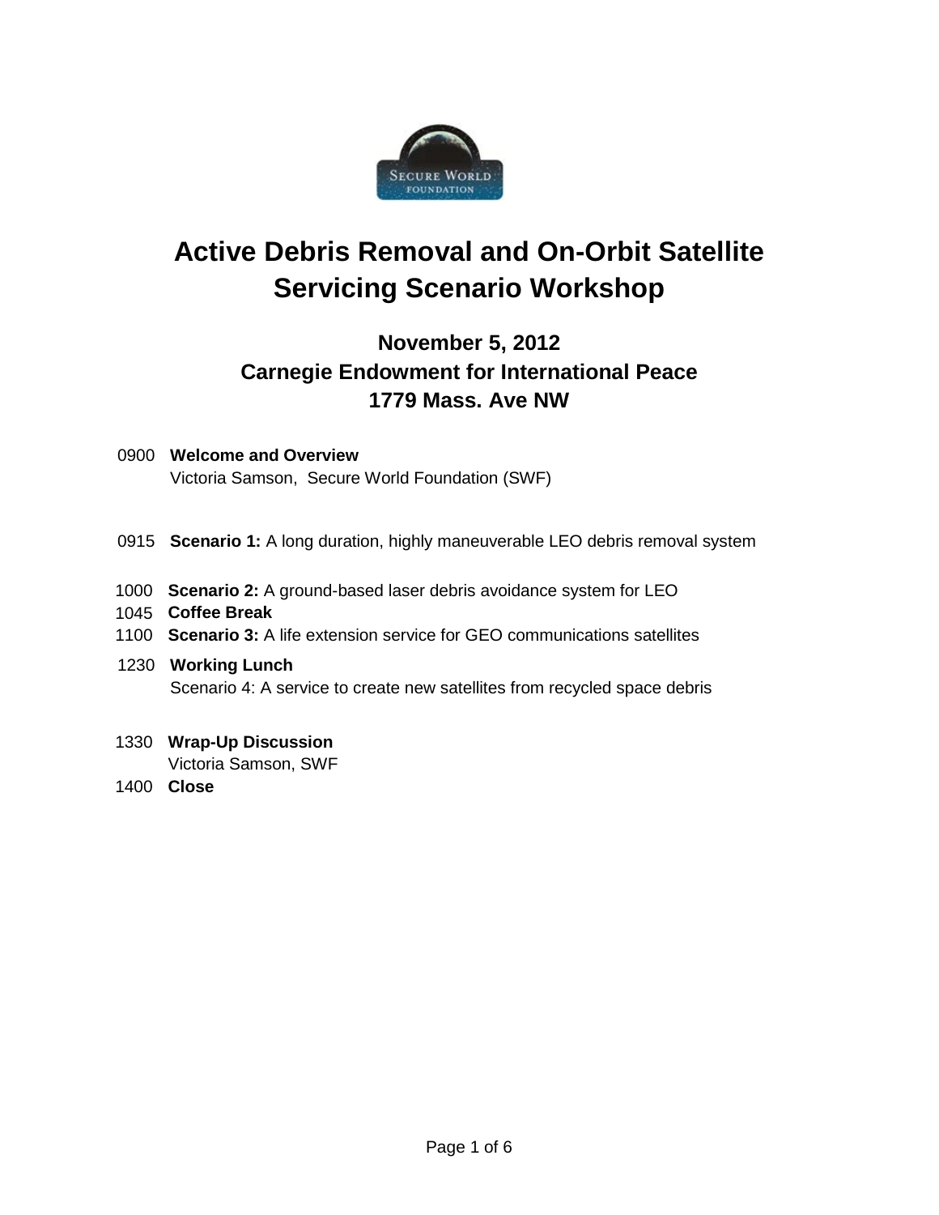# Active Debris Removal and On-Orbit Satellite Servicing Scenario Workshop

## November 5, 2012
## Carnegie Endowment for International Peace
## 1779 Mass. Ave NW

0900 **Welcome and Overview**
Victoria Samson, Secure World Foundation (SWF)

0915 **Scenario 1:** A long duration, highly maneuverable LEO debris removal system

1000 **Scenario 2:** A ground-based laser debris avoidance system for LEO

1045 **Coffee Break**

1100 **Scenario 3:** A life extension service for GEO communications satellites

1230 **Working Lunch**
Scenario 4: A service to create new satellites from recycled space debris

1330 **Wrap-Up Discussion**
Victoria Samson, SWF

1400 **Close**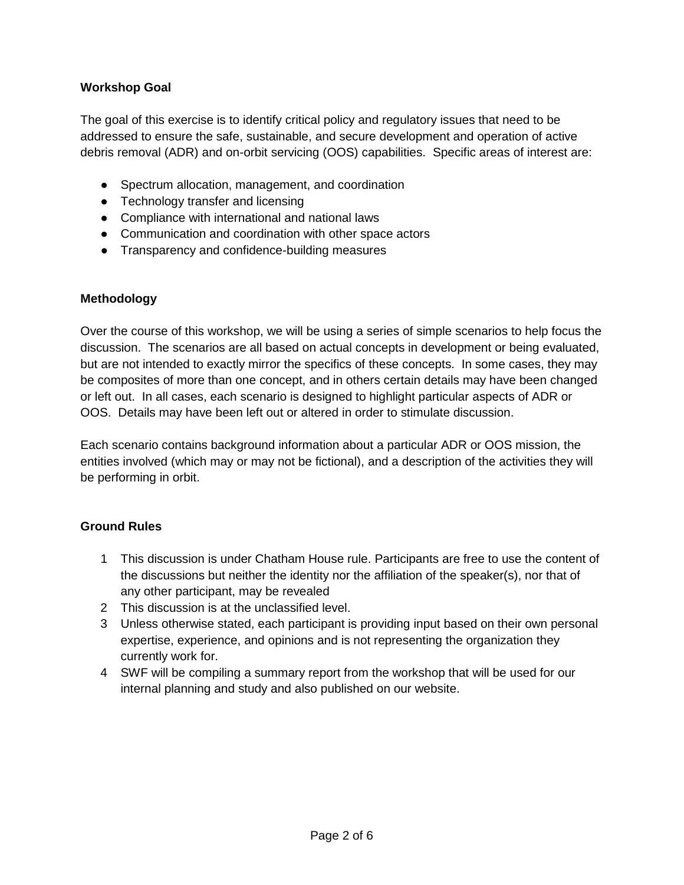**Workshop Goal**

The goal of this exercise is to identify critical policy and regulatory issues that need to be addressed to ensure the safe, sustainable, and secure development and operation of active debris removal (ADR) and on-orbit servicing (OOS) capabilities. Specific areas of interest are:

- Spectrum allocation, management, and coordination
- Technology transfer and licensing
- Compliance with international and national laws
- Communication and coordination with other space actors
- Transparency and confidence-building measures

**Methodology**

Over the course of this workshop, we will be using a series of simple scenarios to help focus the discussion. The scenarios are all based on actual concepts in development or being evaluated, but are not intended to exactly mirror the specifics of these concepts. In some cases, they may be composites of more than one concept, and in others certain details may have been changed or left out. In all cases, each scenario is designed to highlight particular aspects of ADR or OOS. Details may have been left out or altered in order to stimulate discussion.

Each scenario contains background information about a particular ADR or OOS mission, the entities involved (which may or may not be fictional), and a description of the activities they will be performing in orbit.

**Ground Rules**

1. This discussion is under Chatham House rule. Participants are free to use the content of the discussions but neither the identity nor the affiliation of the speaker(s), nor that of any other participant, may be revealed
2. This discussion is at the unclassified level.
3. Unless otherwise stated, each participant is providing input based on their own personal expertise, experience, and opinions and is not representing the organization they currently work for.
4. SWF will be compiling a summary report from the workshop that will be used for our internal planning and study and also published on our website.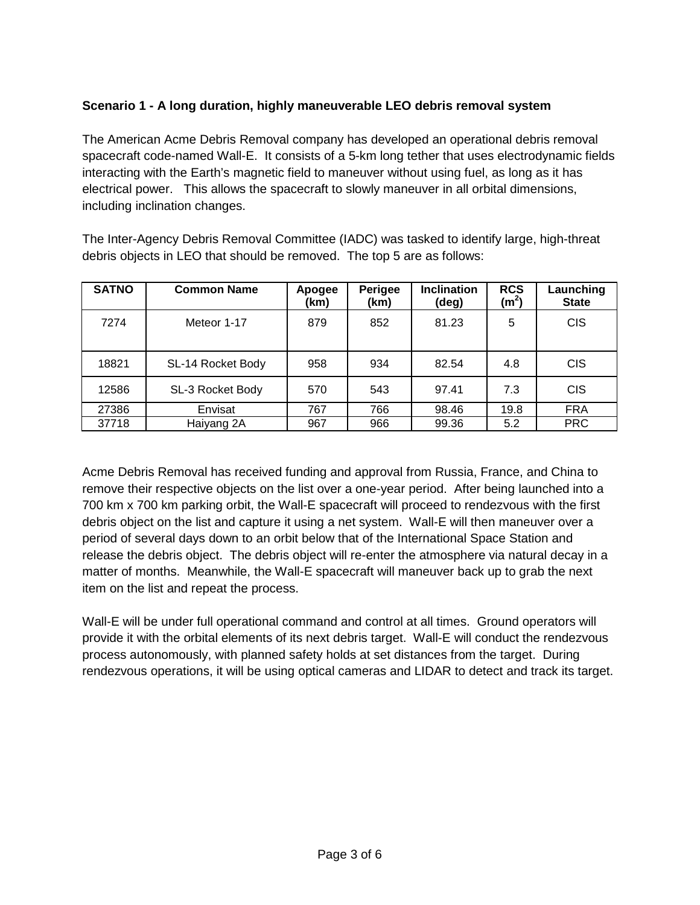**Scenario 1 - A long duration, highly maneuverable LEO debris removal system**

The American Acme Debris Removal company has developed an operational debris removal spacecraft code-named Wall-E. It consists of a 5-km long tether that uses electrodynamic fields interacting with the Earth's magnetic field to maneuver without using fuel, as long as it has electrical power. This allows the spacecraft to slowly maneuver in all orbital dimensions, including inclination changes.

The Inter-Agency Debris Removal Committee (IADC) was tasked to identify large, high-threat debris objects in LEO that should be removed. The top 5 are as follows:

| SATNO | Common Name | Apogee (km) | Perigee (km) | Inclination (deg) | RCS ($m^2$) | Launching State |
|---|---|---|---|---|---|---|
| 7274 | Meteor 1-17 | 879 | 852 | 81.23 | 5 | CIS |
| 18821 | SL-14 Rocket Body | 958 | 934 | 82.54 | 4.8 | CIS |
| 12586 | SL-3 Rocket Body | 570 | 543 | 97.41 | 7.3 | CIS |
| 27386 | Envisat | 767 | 766 | 98.46 | 19.8 | FRA |
| 37718 | Haiyang 2A | 967 | 966 | 99.36 | 5.2 | PRC |

Acme Debris Removal has received funding and approval from Russia, France, and China to remove their respective objects on the list over a one-year period. After being launched into a 700 km x 700 km parking orbit, the Wall-E spacecraft will proceed to rendezvous with the first debris object on the list and capture it using a net system. Wall-E will then maneuver over a period of several days down to an orbit below that of the International Space Station and release the debris object. The debris object will re-enter the atmosphere via natural decay in a matter of months. Meanwhile, the Wall-E spacecraft will maneuver back up to grab the next item on the list and repeat the process.

Wall-E will be under full operational command and control at all times. Ground operators will provide it with the orbital elements of its next debris target. Wall-E will conduct the rendezvous process autonomously, with planned safety holds at set distances from the target. During rendezvous operations, it will be using optical cameras and LIDAR to detect and track its target.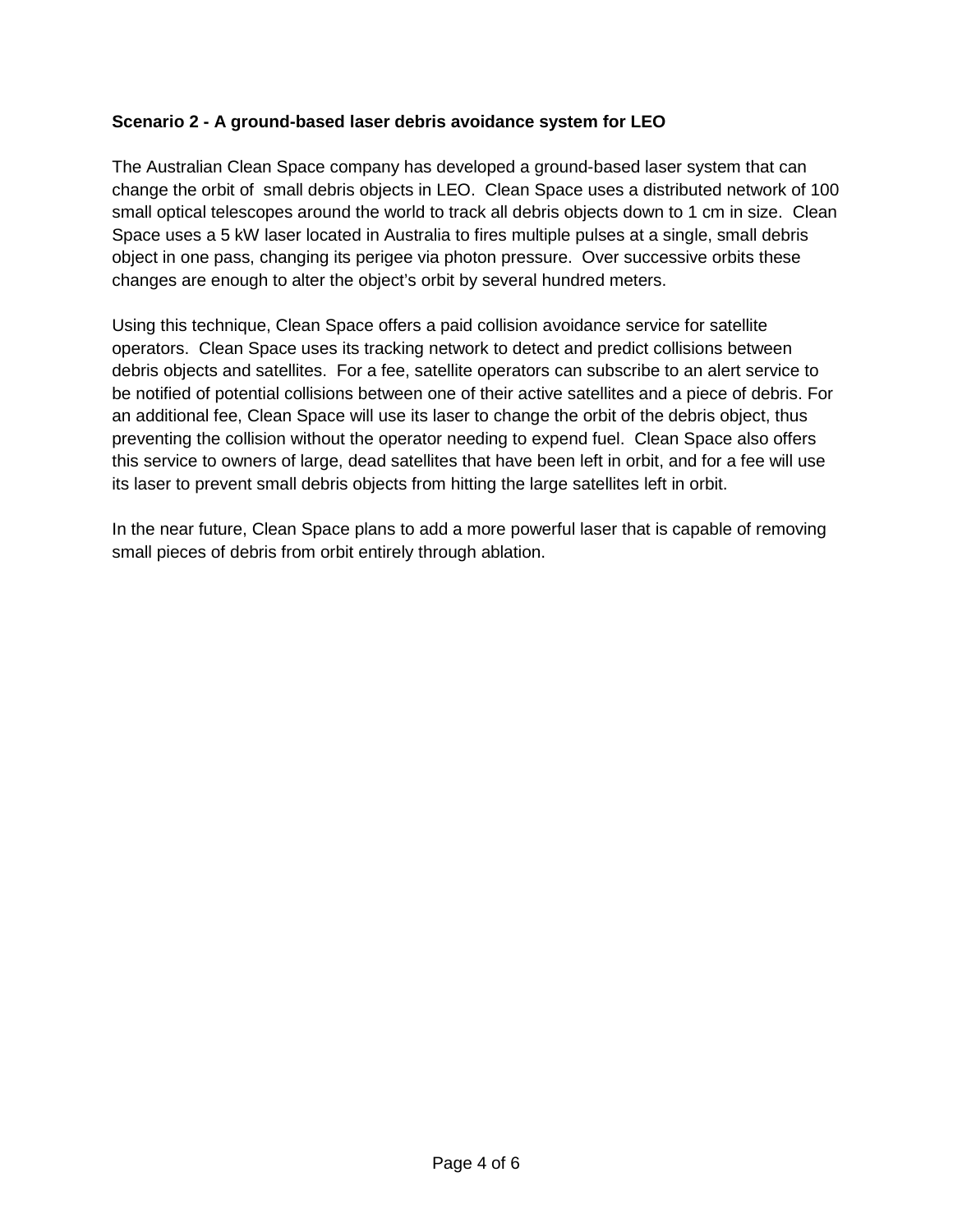**Scenario 2 - A ground-based laser debris avoidance system for LEO**

The Australian Clean Space company has developed a ground-based laser system that can change the orbit of small debris objects in LEO. Clean Space uses a distributed network of 100 small optical telescopes around the world to track all debris objects down to 1 cm in size. Clean Space uses a 5 kW laser located in Australia to fires multiple pulses at a single, small debris object in one pass, changing its perigee via photon pressure. Over successive orbits these changes are enough to alter the object's orbit by several hundred meters.

Using this technique, Clean Space offers a paid collision avoidance service for satellite operators. Clean Space uses its tracking network to detect and predict collisions between debris objects and satellites. For a fee, satellite operators can subscribe to an alert service to be notified of potential collisions between one of their active satellites and a piece of debris. For an additional fee, Clean Space will use its laser to change the orbit of the debris object, thus preventing the collision without the operator needing to expend fuel. Clean Space also offers this service to owners of large, dead satellites that have been left in orbit, and for a fee will use its laser to prevent small debris objects from hitting the large satellites left in orbit.

In the near future, Clean Space plans to add a more powerful laser that is capable of removing small pieces of debris from orbit entirely through ablation.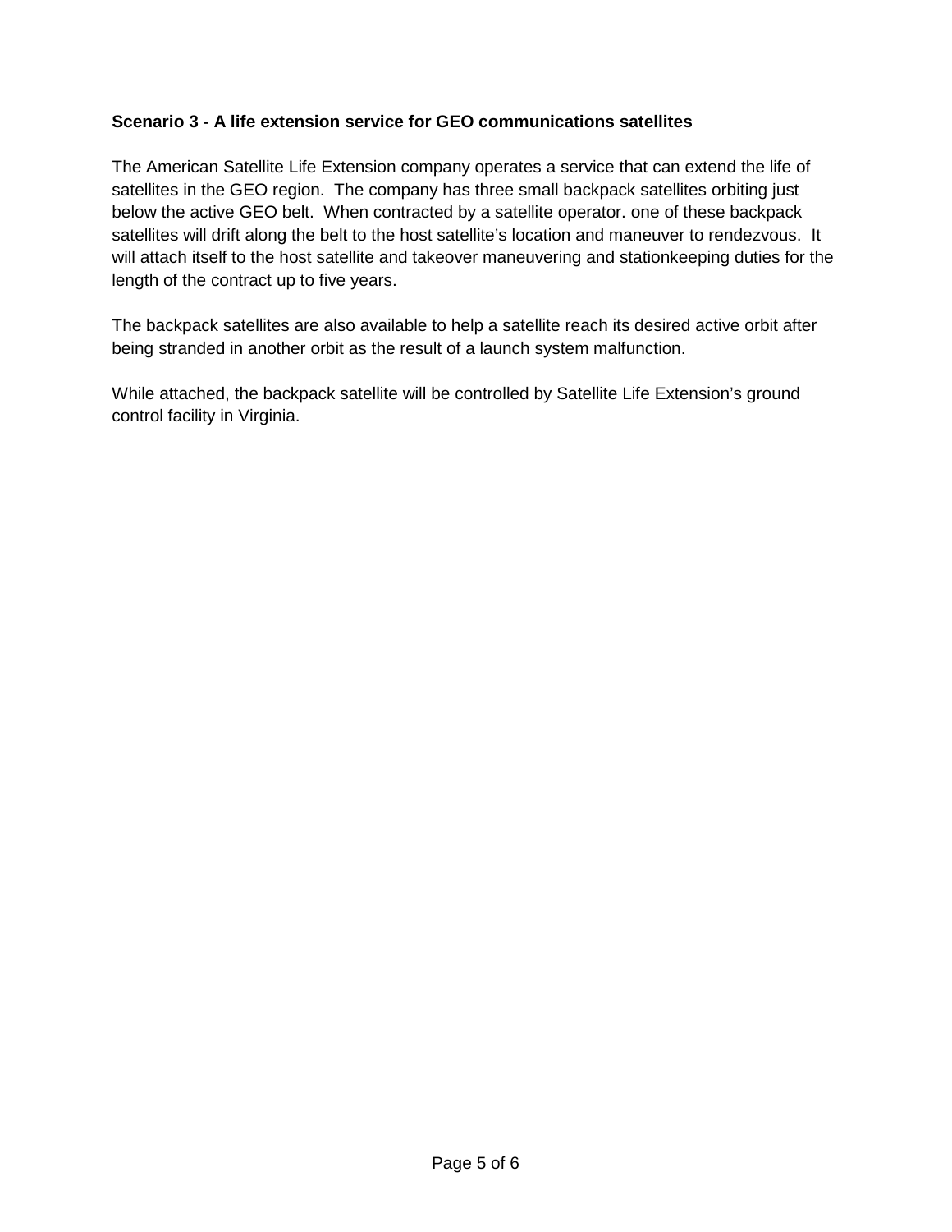**Scenario 3 - A life extension service for GEO communications satellites**

The American Satellite Life Extension company operates a service that can extend the life of satellites in the GEO region. The company has three small backpack satellites orbiting just below the active GEO belt. When contracted by a satellite operator. one of these backpack satellites will drift along the belt to the host satellite's location and maneuver to rendezvous. It will attach itself to the host satellite and takeover maneuvering and stationkeeping duties for the length of the contract up to five years.

The backpack satellites are also available to help a satellite reach its desired active orbit after being stranded in another orbit as the result of a launch system malfunction.

While attached, the backpack satellite will be controlled by Satellite Life Extension's ground control facility in Virginia.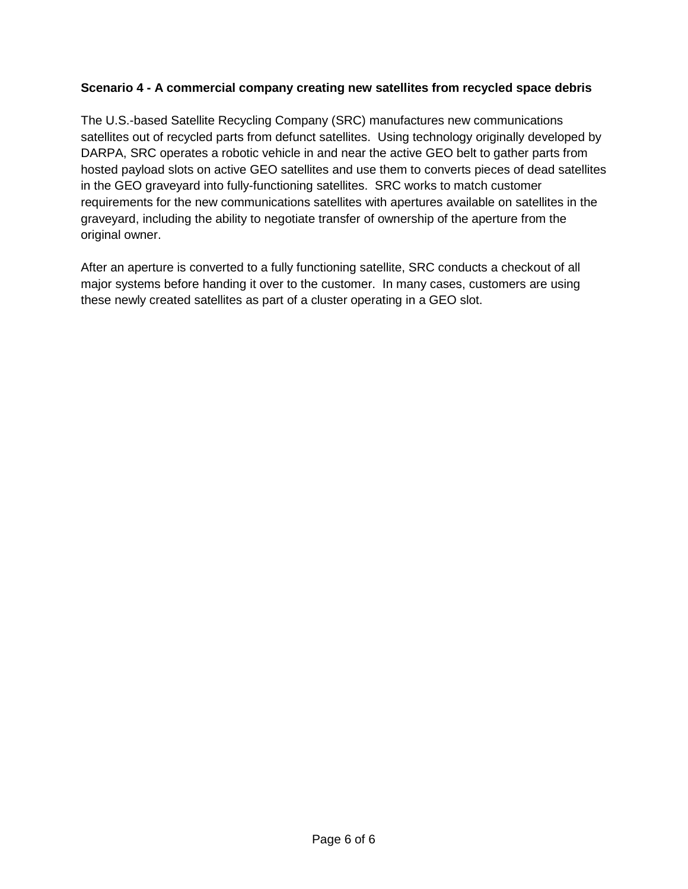**Scenario 4 - A commercial company creating new satellites from recycled space debris**

The U.S.-based Satellite Recycling Company (SRC) manufactures new communications satellites out of recycled parts from defunct satellites. Using technology originally developed by DARPA, SRC operates a robotic vehicle in and near the active GEO belt to gather parts from hosted payload slots on active GEO satellites and use them to converts pieces of dead satellites in the GEO graveyard into fully-functioning satellites. SRC works to match customer requirements for the new communications satellites with apertures available on satellites in the graveyard, including the ability to negotiate transfer of ownership of the aperture from the original owner.

After an aperture is converted to a fully functioning satellite, SRC conducts a checkout of all major systems before handing it over to the customer. In many cases, customers are using these newly created satellites as part of a cluster operating in a GEO slot.